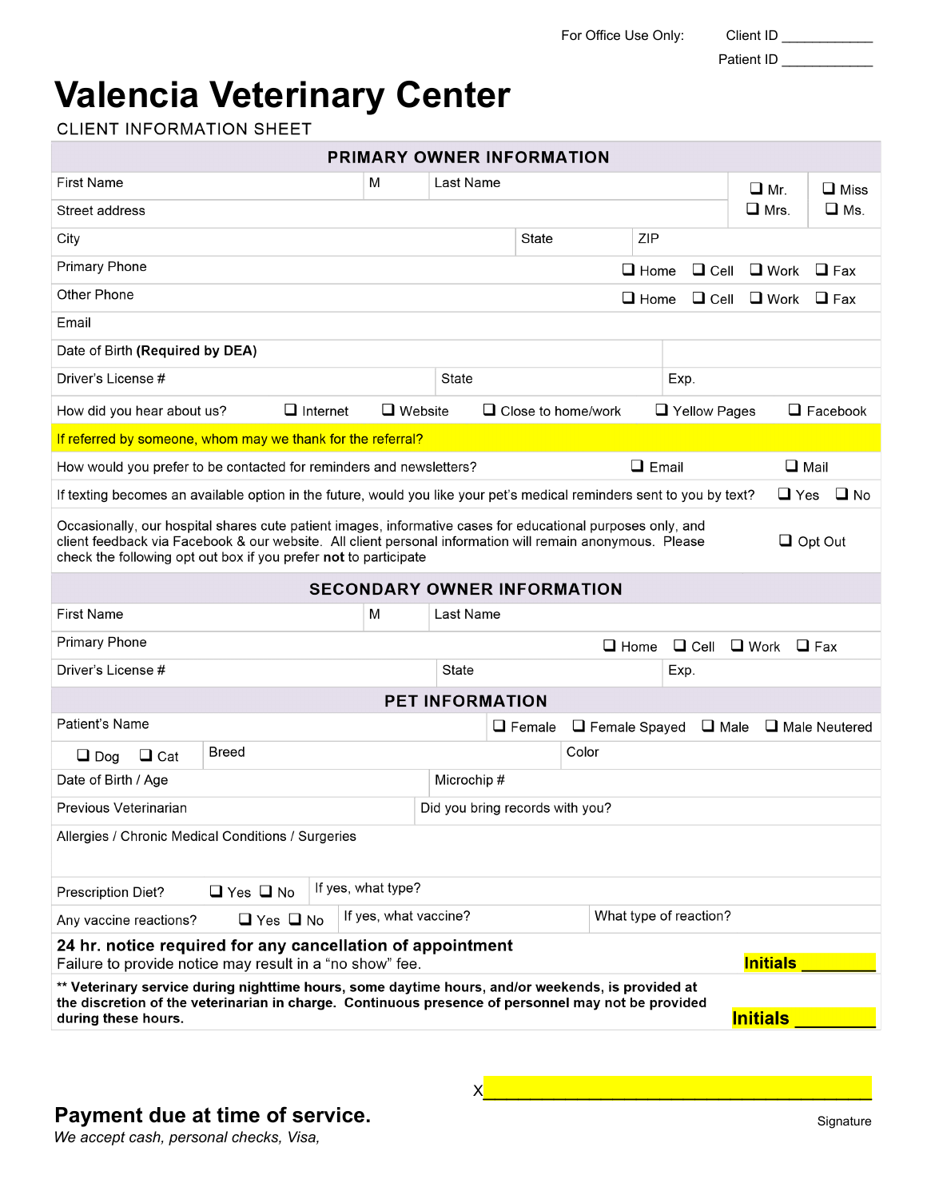For Office Use Only: Client ID ____________

Patient ID ____________

# Valencia Veterinary Center

CLIENT INFORMATION SHEET

## PRIMARY OWNER INFORMATION

| | | | |
|---|---|---|---|
| First Name | M | Last Name | ☐ Mr. ☐ Miss ☐ Mrs. ☐ Ms. |
| Street address | | | |
| City | State | ZIP | |
| Primary Phone | | | ☐ Home ☐ Cell ☐ Work ☐ Fax |
| Other Phone | | | ☐ Home ☐ Cell ☐ Work ☐ Fax |
| Email | | | |
| Date of Birth **(Required by DEA)** | | | |
| Driver's License # | State | Exp. | |

How did you hear about us? ☐ Internet ☐ Website ☐ Close to home/work ☐ Yellow Pages ☐ Facebook

If referred by someone, whom may we thank for the referral?

How would you prefer to be contacted for reminders and newsletters? ☐ Email ☐ Mail

If texting becomes an available option in the future, would you like your pet's medical reminders sent to you by text? ☐ Yes ☐ No

Occasionally, our hospital shares cute patient images, informative cases for educational purposes only, and client feedback via Facebook & our website. All client personal information will remain anonymous. Please check the following opt out box if you prefer **not** to participate ☐ Opt Out

## SECONDARY OWNER INFORMATION

| | | | |
|---|---|---|---|
| First Name | M | Last Name | |
| Primary Phone | | | ☐ Home ☐ Cell ☐ Work ☐ Fax |
| Driver's License # | State | Exp. | |

## PET INFORMATION

| | | |
|---|---|---|
| Patient's Name | | ☐ Female ☐ Female Spayed ☐ Male ☐ Male Neutered |
| ☐ Dog ☐ Cat | Breed | Color |
| Date of Birth / Age | Microchip # | |
| Previous Veterinarian | Did you bring records with you? | |
| Allergies / Chronic Medical Conditions / Surgeries | | |
| Prescription Diet? ☐ Yes ☐ No | If yes, what type? | |
| Any vaccine reactions? ☐ Yes ☐ No | If yes, what vaccine? | What type of reaction? |

**24 hr. notice required for any cancellation of appointment**
Failure to provide notice may result in a "no show" fee. **Initials ________**

**\*\* Veterinary service during nighttime hours, some daytime hours, and/or weekends, is provided at the discretion of the veterinarian in charge. Continuous presence of personnel may not be provided during these hours.** **Initials ________**

X________________________________________

Signature

**Payment due at time of service.**

*We accept cash, personal checks, Visa,*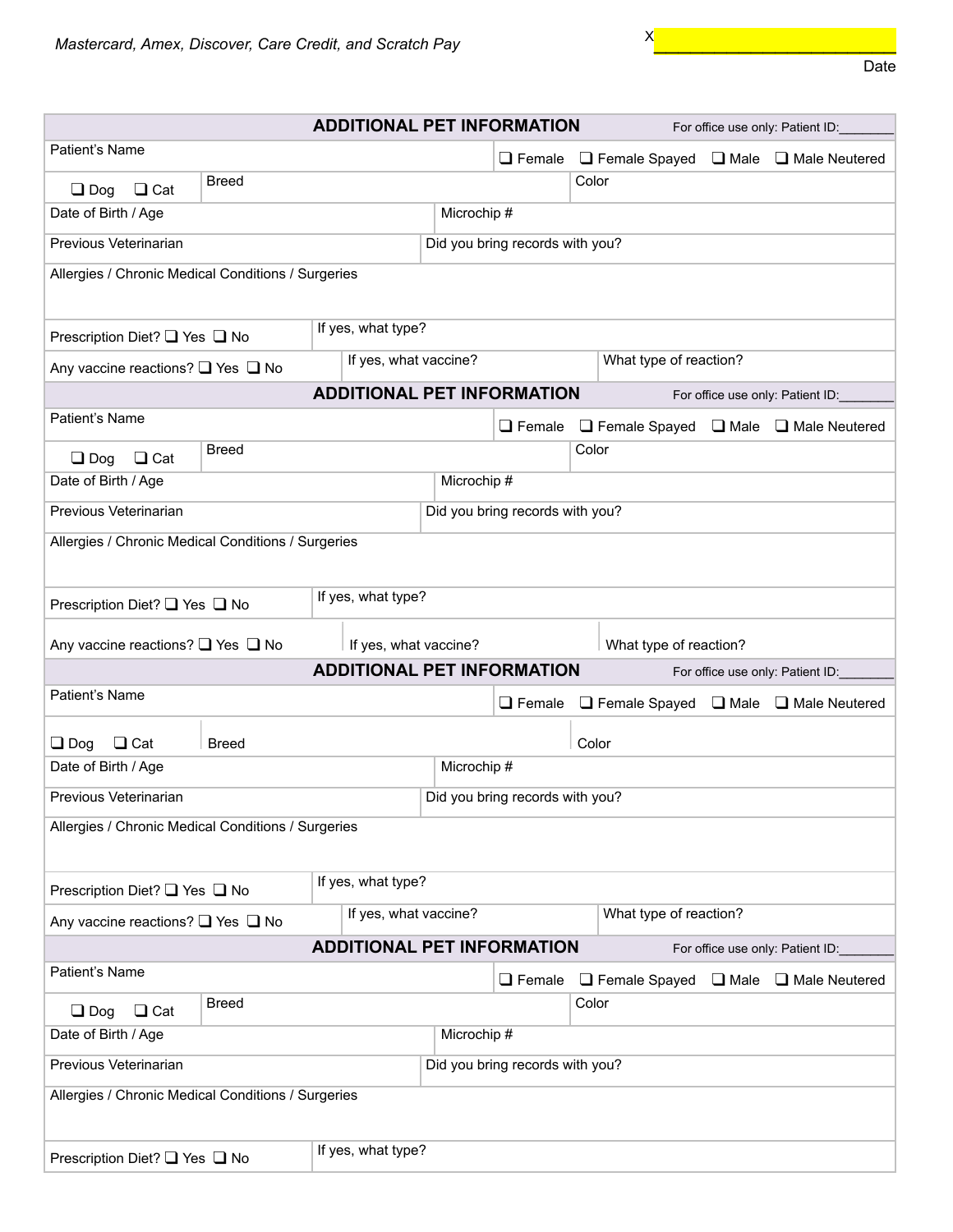*Mastercard, Amex, Discover, Care Credit, and Scratch Pay*

X____________________________
Date

## ADDITIONAL PET INFORMATION

For office use only: Patient ID:_______

| | | |
|---|---|---|
| Patient's Name | ❑ Female ❑ Female Spayed ❑ Male ❑ Male Neutered | |
| ❑ Dog ❑ Cat | Breed | Color |
| Date of Birth / Age | Microchip # | |
| Previous Veterinarian | Did you bring records with you? | |
| Allergies / Chronic Medical Conditions / Surgeries | | |
| Prescription Diet? ❑ Yes ❑ No | If yes, what type? | |
| Any vaccine reactions? ❑ Yes ❑ No | If yes, what vaccine? | What type of reaction? |

## ADDITIONAL PET INFORMATION

For office use only: Patient ID:_______

| | | |
|---|---|---|
| Patient's Name | ❑ Female ❑ Female Spayed ❑ Male ❑ Male Neutered | |
| ❑ Dog ❑ Cat | Breed | Color |
| Date of Birth / Age | Microchip # | |
| Previous Veterinarian | Did you bring records with you? | |
| Allergies / Chronic Medical Conditions / Surgeries | | |
| Prescription Diet? ❑ Yes ❑ No | If yes, what type? | |
| Any vaccine reactions? ❑ Yes ❑ No | If yes, what vaccine? | What type of reaction? |

## ADDITIONAL PET INFORMATION

For office use only: Patient ID:_______

| | | |
|---|---|---|
| Patient's Name | ❑ Female ❑ Female Spayed ❑ Male ❑ Male Neutered | |
| ❑ Dog ❑ Cat | Breed | Color |
| Date of Birth / Age | Microchip # | |
| Previous Veterinarian | Did you bring records with you? | |
| Allergies / Chronic Medical Conditions / Surgeries | | |
| Prescription Diet? ❑ Yes ❑ No | If yes, what type? | |
| Any vaccine reactions? ❑ Yes ❑ No | If yes, what vaccine? | What type of reaction? |

## ADDITIONAL PET INFORMATION

For office use only: Patient ID:_______

| | | |
|---|---|---|
| Patient's Name | ❑ Female ❑ Female Spayed ❑ Male ❑ Male Neutered | |
| ❑ Dog ❑ Cat | Breed | Color |
| Date of Birth / Age | Microchip # | |
| Previous Veterinarian | Did you bring records with you? | |
| Allergies / Chronic Medical Conditions / Surgeries | | |
| Prescription Diet? ❑ Yes ❑ No | If yes, what type? | |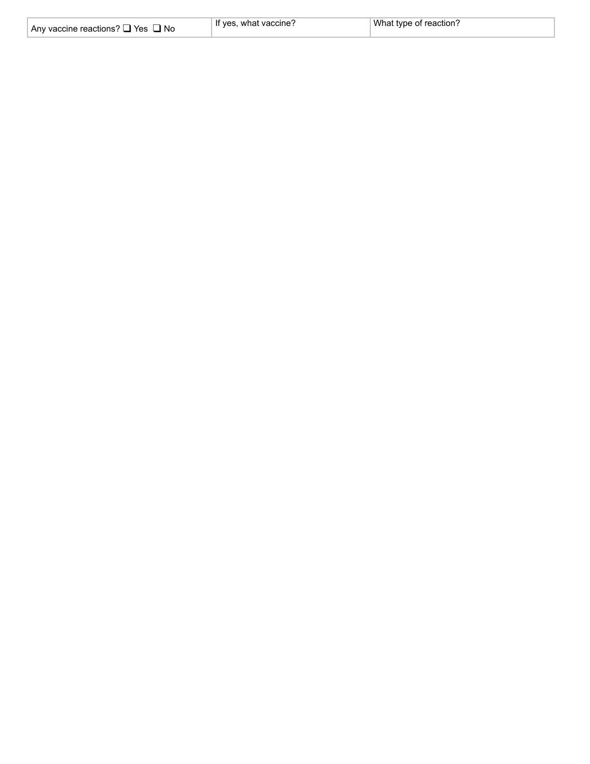| | | |
|---|---|---|
| Any vaccine reactions? ❑ Yes ❑ No | If yes, what vaccine? | What type of reaction? |